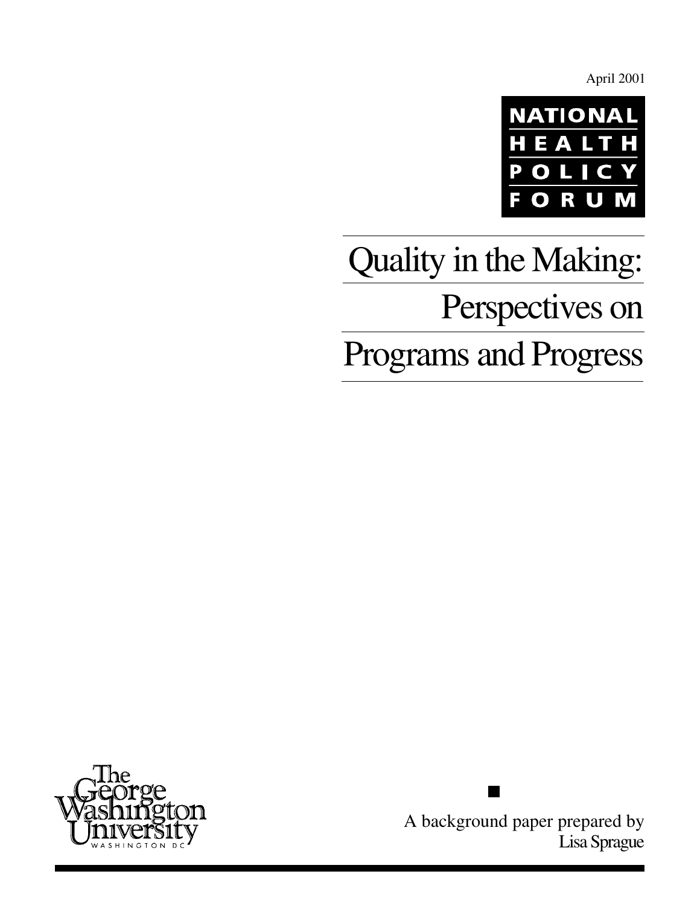April 2001

NATIONAL
HEALTH
POLICY
FORUM

# Quality in the Making: Perspectives on Programs and Progress

The George Washington University
WASHINGTON DC

A background paper prepared by
Lisa Sprague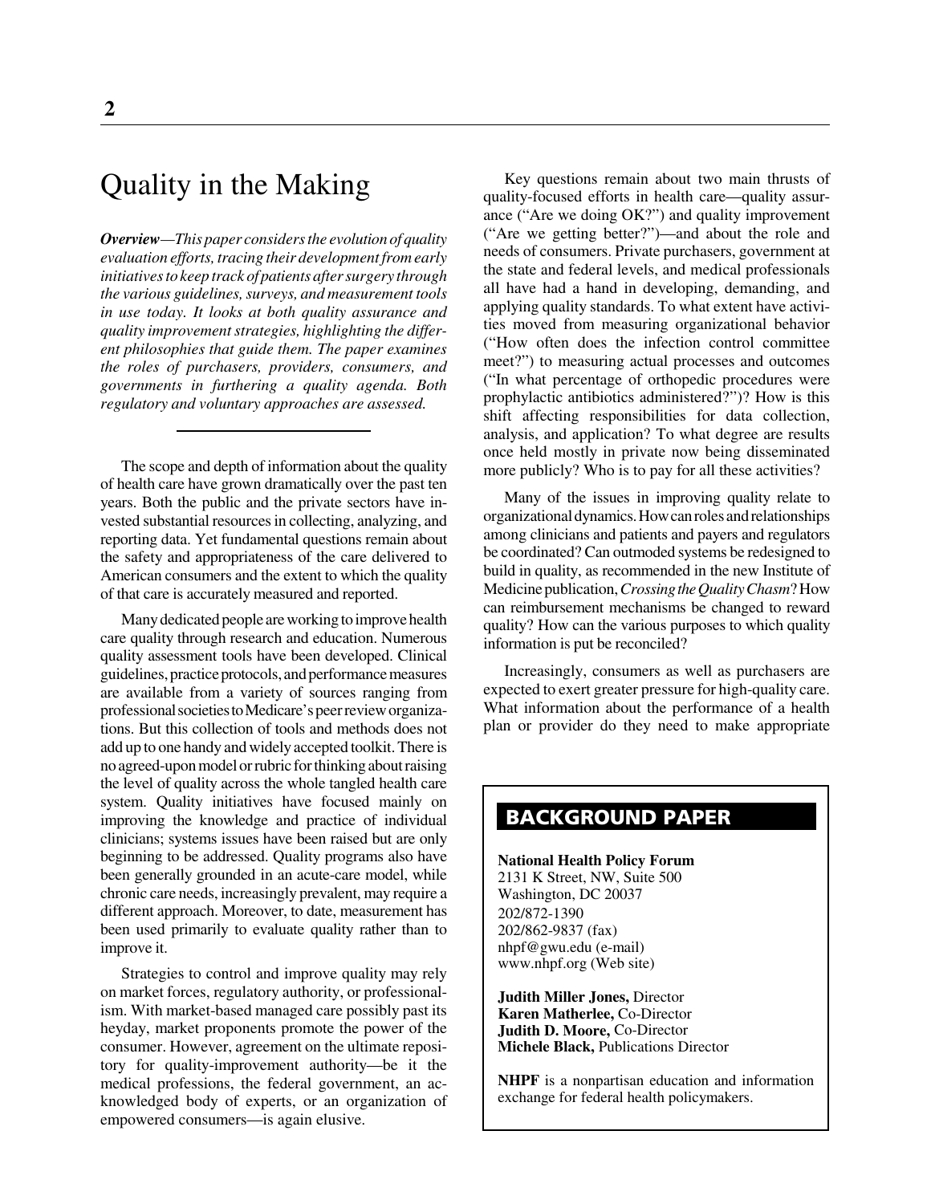# Quality in the Making

***Overview****—This paper considers the evolution of quality evaluation efforts, tracing their development from early initiatives to keep track of patients after surgery through the various guidelines, surveys, and measurement tools in use today. It looks at both quality assurance and quality improvement strategies, highlighting the different philosophies that guide them. The paper examines the roles of purchasers, providers, consumers, and governments in furthering a quality agenda. Both regulatory and voluntary approaches are assessed.*

---

The scope and depth of information about the quality of health care have grown dramatically over the past ten years. Both the public and the private sectors have invested substantial resources in collecting, analyzing, and reporting data. Yet fundamental questions remain about the safety and appropriateness of the care delivered to American consumers and the extent to which the quality of that care is accurately measured and reported.

Many dedicated people are working to improve health care quality through research and education. Numerous quality assessment tools have been developed. Clinical guidelines, practice protocols, and performance measures are available from a variety of sources ranging from professional societies to Medicare's peer review organizations. But this collection of tools and methods does not add up to one handy and widely accepted toolkit. There is no agreed-upon model or rubric for thinking about raising the level of quality across the whole tangled health care system. Quality initiatives have focused mainly on improving the knowledge and practice of individual clinicians; systems issues have been raised but are only beginning to be addressed. Quality programs also have been generally grounded in an acute-care model, while chronic care needs, increasingly prevalent, may require a different approach. Moreover, to date, measurement has been used primarily to evaluate quality rather than to improve it.

Strategies to control and improve quality may rely on market forces, regulatory authority, or professionalism. With market-based managed care possibly past its heyday, market proponents promote the power of the consumer. However, agreement on the ultimate repository for quality-improvement authority—be it the medical professions, the federal government, an acknowledged body of experts, or an organization of empowered consumers—is again elusive.

Key questions remain about two main thrusts of quality-focused efforts in health care—quality assurance ("Are we doing OK?") and quality improvement ("Are we getting better?")—and about the role and needs of consumers. Private purchasers, government at the state and federal levels, and medical professionals all have had a hand in developing, demanding, and applying quality standards. To what extent have activities moved from measuring organizational behavior ("How often does the infection control committee meet?") to measuring actual processes and outcomes ("In what percentage of orthopedic procedures were prophylactic antibiotics administered?")? How is this shift affecting responsibilities for data collection, analysis, and application? To what degree are results once held mostly in private now being disseminated more publicly? Who is to pay for all these activities?

Many of the issues in improving quality relate to organizational dynamics. How can roles and relationships among clinicians and patients and payers and regulators be coordinated? Can outmoded systems be redesigned to build in quality, as recommended in the new Institute of Medicine publication, *Crossing the Quality Chasm*? How can reimbursement mechanisms be changed to reward quality? How can the various purposes to which quality information is put be reconciled?

Increasingly, consumers as well as purchasers are expected to exert greater pressure for high-quality care. What information about the performance of a health plan or provider do they need to make appropriate

**BACKGROUND PAPER**

**National Health Policy Forum**
2131 K Street, NW, Suite 500
Washington, DC 20037
202/872-1390
202/862-9837 (fax)
nhpf@gwu.edu (e-mail)
www.nhpf.org (Web site)

**Judith Miller Jones,** Director
**Karen Matherlee,** Co-Director
**Judith D. Moore,** Co-Director
**Michele Black,** Publications Director

**NHPF** is a nonpartisan education and information exchange for federal health policymakers.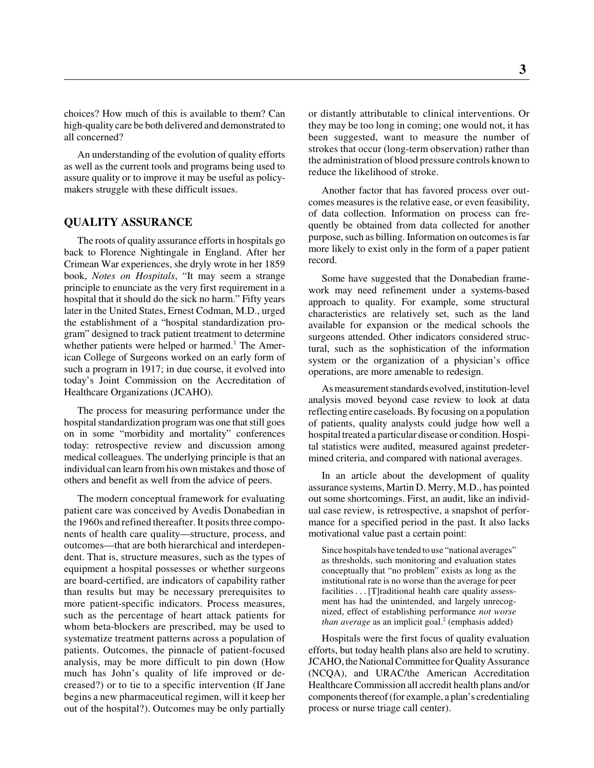choices? How much of this is available to them? Can high-quality care be both delivered and demonstrated to all concerned?

An understanding of the evolution of quality efforts as well as the current tools and programs being used to assure quality or to improve it may be useful as policymakers struggle with these difficult issues.

## QUALITY ASSURANCE

The roots of quality assurance efforts in hospitals go back to Florence Nightingale in England. After her Crimean War experiences, she dryly wrote in her 1859 book, *Notes on Hospitals*, "It may seem a strange principle to enunciate as the very first requirement in a hospital that it should do the sick no harm." Fifty years later in the United States, Ernest Codman, M.D., urged the establishment of a "hospital standardization program" designed to track patient treatment to determine whether patients were helped or harmed.[1] The American College of Surgeons worked on an early form of such a program in 1917; in due course, it evolved into today's Joint Commission on the Accreditation of Healthcare Organizations (JCAHO).

The process for measuring performance under the hospital standardization program was one that still goes on in some "morbidity and mortality" conferences today: retrospective review and discussion among medical colleagues. The underlying principle is that an individual can learn from his own mistakes and those of others and benefit as well from the advice of peers.

The modern conceptual framework for evaluating patient care was conceived by Avedis Donabedian in the 1960s and refined thereafter. It posits three components of health care quality—structure, process, and outcomes—that are both hierarchical and interdependent. That is, structure measures, such as the types of equipment a hospital possesses or whether surgeons are board-certified, are indicators of capability rather than results but may be necessary prerequisites to more patient-specific indicators. Process measures, such as the percentage of heart attack patients for whom beta-blockers are prescribed, may be used to systematize treatment patterns across a population of patients. Outcomes, the pinnacle of patient-focused analysis, may be more difficult to pin down (How much has John's quality of life improved or decreased?) or to tie to a specific intervention (If Jane begins a new pharmaceutical regimen, will it keep her out of the hospital?). Outcomes may be only partially or distantly attributable to clinical interventions. Or they may be too long in coming; one would not, it has been suggested, want to measure the number of strokes that occur (long-term observation) rather than the administration of blood pressure controls known to reduce the likelihood of stroke.

Another factor that has favored process over outcomes measures is the relative ease, or even feasibility, of data collection. Information on process can frequently be obtained from data collected for another purpose, such as billing. Information on outcomes is far more likely to exist only in the form of a paper patient record.

Some have suggested that the Donabedian framework may need refinement under a systems-based approach to quality. For example, some structural characteristics are relatively set, such as the land available for expansion or the medical schools the surgeons attended. Other indicators considered structural, such as the sophistication of the information system or the organization of a physician's office operations, are more amenable to redesign.

As measurement standards evolved, institution-level analysis moved beyond case review to look at data reflecting entire caseloads. By focusing on a population of patients, quality analysts could judge how well a hospital treated a particular disease or condition. Hospital statistics were audited, measured against predetermined criteria, and compared with national averages.

In an article about the development of quality assurance systems, Martin D. Merry, M.D., has pointed out some shortcomings. First, an audit, like an individual case review, is retrospective, a snapshot of performance for a specified period in the past. It also lacks motivational value past a certain point:

> Since hospitals have tended to use "national averages" as thresholds, such monitoring and evaluation states conceptually that "no problem" exists as long as the institutional rate is no worse than the average for peer facilities . . . [T]raditional health care quality assessment has had the unintended, and largely unrecognized, effect of establishing performance *not worse than average* as an implicit goal.[2] (emphasis added)

Hospitals were the first focus of quality evaluation efforts, but today health plans also are held to scrutiny. JCAHO, the National Committee for Quality Assurance (NCQA), and URAC/the American Accreditation Healthcare Commission all accredit health plans and/or components thereof (for example, a plan's credentialing process or nurse triage call center).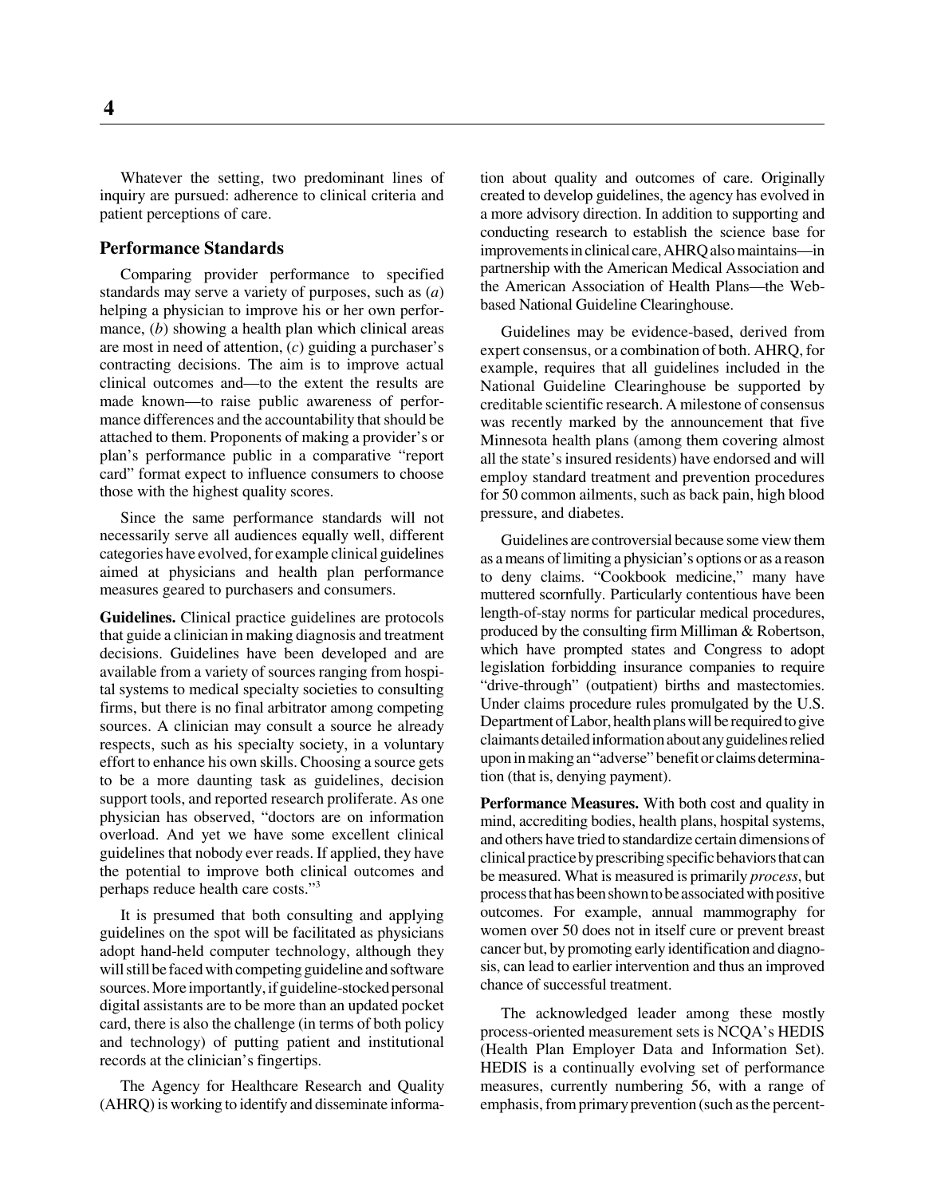Whatever the setting, two predominant lines of inquiry are pursued: adherence to clinical criteria and patient perceptions of care.

## Performance Standards

Comparing provider performance to specified standards may serve a variety of purposes, such as (*a*) helping a physician to improve his or her own performance, (*b*) showing a health plan which clinical areas are most in need of attention, (*c*) guiding a purchaser's contracting decisions. The aim is to improve actual clinical outcomes and—to the extent the results are made known—to raise public awareness of performance differences and the accountability that should be attached to them. Proponents of making a provider's or plan's performance public in a comparative "report card" format expect to influence consumers to choose those with the highest quality scores.

Since the same performance standards will not necessarily serve all audiences equally well, different categories have evolved, for example clinical guidelines aimed at physicians and health plan performance measures geared to purchasers and consumers.

**Guidelines.** Clinical practice guidelines are protocols that guide a clinician in making diagnosis and treatment decisions. Guidelines have been developed and are available from a variety of sources ranging from hospital systems to medical specialty societies to consulting firms, but there is no final arbitrator among competing sources. A clinician may consult a source he already respects, such as his specialty society, in a voluntary effort to enhance his own skills. Choosing a source gets to be a more daunting task as guidelines, decision support tools, and reported research proliferate. As one physician has observed, "doctors are on information overload. And yet we have some excellent clinical guidelines that nobody ever reads. If applied, they have the potential to improve both clinical outcomes and perhaps reduce health care costs."[3]

It is presumed that both consulting and applying guidelines on the spot will be facilitated as physicians adopt hand-held computer technology, although they will still be faced with competing guideline and software sources. More importantly, if guideline-stocked personal digital assistants are to be more than an updated pocket card, there is also the challenge (in terms of both policy and technology) of putting patient and institutional records at the clinician's fingertips.

The Agency for Healthcare Research and Quality (AHRQ) is working to identify and disseminate information about quality and outcomes of care. Originally created to develop guidelines, the agency has evolved in a more advisory direction. In addition to supporting and conducting research to establish the science base for improvements in clinical care, AHRQ also maintains—in partnership with the American Medical Association and the American Association of Health Plans—the Web-based National Guideline Clearinghouse.

Guidelines may be evidence-based, derived from expert consensus, or a combination of both. AHRQ, for example, requires that all guidelines included in the National Guideline Clearinghouse be supported by creditable scientific research. A milestone of consensus was recently marked by the announcement that five Minnesota health plans (among them covering almost all the state's insured residents) have endorsed and will employ standard treatment and prevention procedures for 50 common ailments, such as back pain, high blood pressure, and diabetes.

Guidelines are controversial because some view them as a means of limiting a physician's options or as a reason to deny claims. "Cookbook medicine," many have muttered scornfully. Particularly contentious have been length-of-stay norms for particular medical procedures, produced by the consulting firm Milliman & Robertson, which have prompted states and Congress to adopt legislation forbidding insurance companies to require "drive-through" (outpatient) births and mastectomies. Under claims procedure rules promulgated by the U.S. Department of Labor, health plans will be required to give claimants detailed information about any guidelines relied upon in making an "adverse" benefit or claims determination (that is, denying payment).

**Performance Measures.** With both cost and quality in mind, accrediting bodies, health plans, hospital systems, and others have tried to standardize certain dimensions of clinical practice by prescribing specific behaviors that can be measured. What is measured is primarily *process*, but process that has been shown to be associated with positive outcomes. For example, annual mammography for women over 50 does not in itself cure or prevent breast cancer but, by promoting early identification and diagnosis, can lead to earlier intervention and thus an improved chance of successful treatment.

The acknowledged leader among these mostly process-oriented measurement sets is NCQA's HEDIS (Health Plan Employer Data and Information Set). HEDIS is a continually evolving set of performance measures, currently numbering 56, with a range of emphasis, from primary prevention (such as the percent-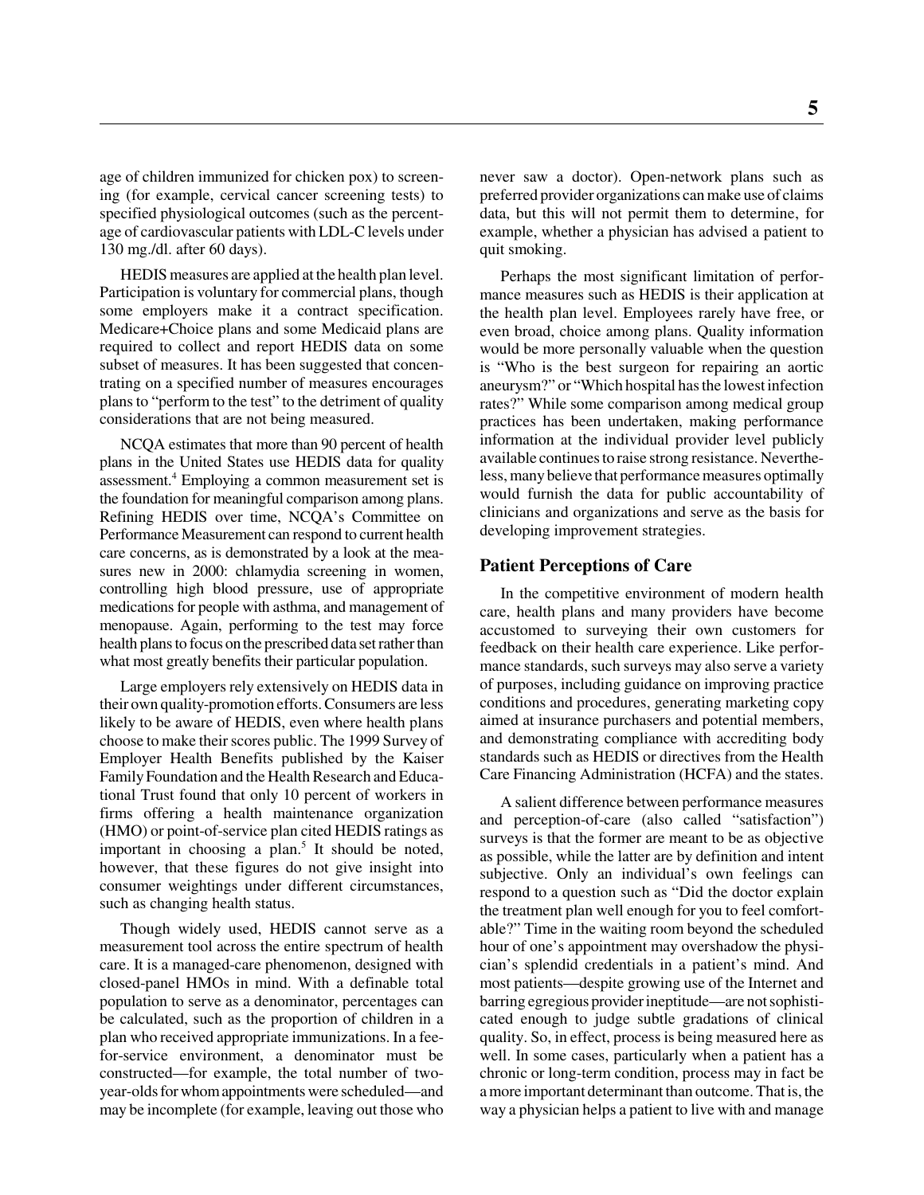age of children immunized for chicken pox) to screening (for example, cervical cancer screening tests) to specified physiological outcomes (such as the percentage of cardiovascular patients with LDL-C levels under 130 mg./dl. after 60 days).

HEDIS measures are applied at the health plan level. Participation is voluntary for commercial plans, though some employers make it a contract specification. Medicare+Choice plans and some Medicaid plans are required to collect and report HEDIS data on some subset of measures. It has been suggested that concentrating on a specified number of measures encourages plans to "perform to the test" to the detriment of quality considerations that are not being measured.

NCQA estimates that more than 90 percent of health plans in the United States use HEDIS data for quality assessment.[4] Employing a common measurement set is the foundation for meaningful comparison among plans. Refining HEDIS over time, NCQA's Committee on Performance Measurement can respond to current health care concerns, as is demonstrated by a look at the measures new in 2000: chlamydia screening in women, controlling high blood pressure, use of appropriate medications for people with asthma, and management of menopause. Again, performing to the test may force health plans to focus on the prescribed data set rather than what most greatly benefits their particular population.

Large employers rely extensively on HEDIS data in their own quality-promotion efforts. Consumers are less likely to be aware of HEDIS, even where health plans choose to make their scores public. The 1999 Survey of Employer Health Benefits published by the Kaiser Family Foundation and the Health Research and Educational Trust found that only 10 percent of workers in firms offering a health maintenance organization (HMO) or point-of-service plan cited HEDIS ratings as important in choosing a plan.[5] It should be noted, however, that these figures do not give insight into consumer weightings under different circumstances, such as changing health status.

Though widely used, HEDIS cannot serve as a measurement tool across the entire spectrum of health care. It is a managed-care phenomenon, designed with closed-panel HMOs in mind. With a definable total population to serve as a denominator, percentages can be calculated, such as the proportion of children in a plan who received appropriate immunizations. In a fee-for-service environment, a denominator must be constructed—for example, the total number of two-year-olds for whom appointments were scheduled—and may be incomplete (for example, leaving out those who never saw a doctor). Open-network plans such as preferred provider organizations can make use of claims data, but this will not permit them to determine, for example, whether a physician has advised a patient to quit smoking.

Perhaps the most significant limitation of performance measures such as HEDIS is their application at the health plan level. Employees rarely have free, or even broad, choice among plans. Quality information would be more personally valuable when the question is "Who is the best surgeon for repairing an aortic aneurysm?" or "Which hospital has the lowest infection rates?" While some comparison among medical group practices has been undertaken, making performance information at the individual provider level publicly available continues to raise strong resistance. Nevertheless, many believe that performance measures optimally would furnish the data for public accountability of clinicians and organizations and serve as the basis for developing improvement strategies.

## Patient Perceptions of Care

In the competitive environment of modern health care, health plans and many providers have become accustomed to surveying their own customers for feedback on their health care experience. Like performance standards, such surveys may also serve a variety of purposes, including guidance on improving practice conditions and procedures, generating marketing copy aimed at insurance purchasers and potential members, and demonstrating compliance with accrediting body standards such as HEDIS or directives from the Health Care Financing Administration (HCFA) and the states.

A salient difference between performance measures and perception-of-care (also called "satisfaction") surveys is that the former are meant to be as objective as possible, while the latter are by definition and intent subjective. Only an individual's own feelings can respond to a question such as "Did the doctor explain the treatment plan well enough for you to feel comfortable?" Time in the waiting room beyond the scheduled hour of one's appointment may overshadow the physician's splendid credentials in a patient's mind. And most patients—despite growing use of the Internet and barring egregious provider ineptitude—are not sophisticated enough to judge subtle gradations of clinical quality. So, in effect, process is being measured here as well. In some cases, particularly when a patient has a chronic or long-term condition, process may in fact be a more important determinant than outcome. That is, the way a physician helps a patient to live with and manage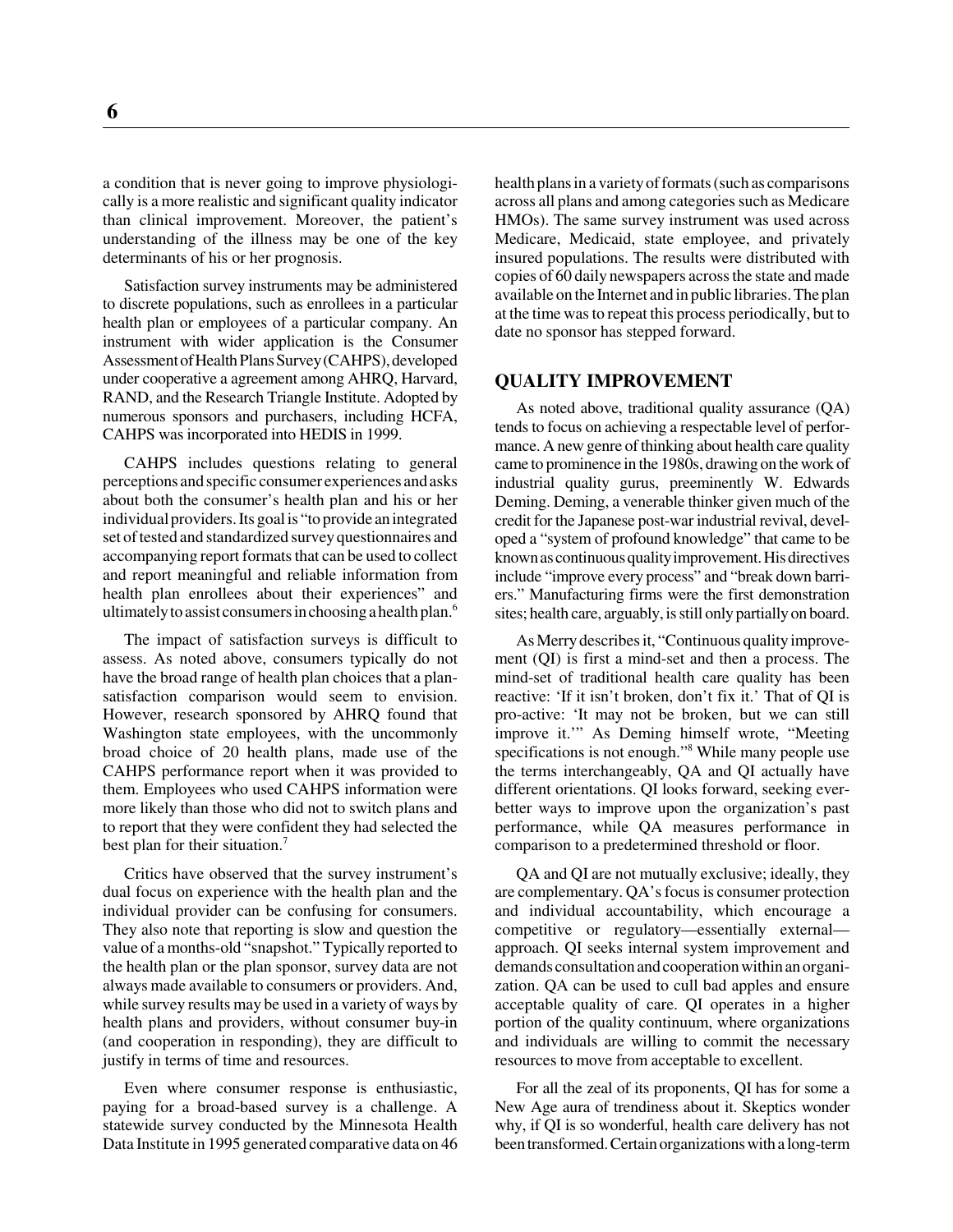a condition that is never going to improve physiologically is a more realistic and significant quality indicator than clinical improvement. Moreover, the patient's understanding of the illness may be one of the key determinants of his or her prognosis.

Satisfaction survey instruments may be administered to discrete populations, such as enrollees in a particular health plan or employees of a particular company. An instrument with wider application is the Consumer Assessment of Health Plans Survey (CAHPS), developed under cooperative a agreement among AHRQ, Harvard, RAND, and the Research Triangle Institute. Adopted by numerous sponsors and purchasers, including HCFA, CAHPS was incorporated into HEDIS in 1999.

CAHPS includes questions relating to general perceptions and specific consumer experiences and asks about both the consumer's health plan and his or her individual providers. Its goal is "to provide an integrated set of tested and standardized survey questionnaires and accompanying report formats that can be used to collect and report meaningful and reliable information from health plan enrollees about their experiences" and ultimately to assist consumers in choosing a health plan.[6]

The impact of satisfaction surveys is difficult to assess. As noted above, consumers typically do not have the broad range of health plan choices that a plan-satisfaction comparison would seem to envision. However, research sponsored by AHRQ found that Washington state employees, with the uncommonly broad choice of 20 health plans, made use of the CAHPS performance report when it was provided to them. Employees who used CAHPS information were more likely than those who did not to switch plans and to report that they were confident they had selected the best plan for their situation.[7]

Critics have observed that the survey instrument's dual focus on experience with the health plan and the individual provider can be confusing for consumers. They also note that reporting is slow and question the value of a months-old "snapshot." Typically reported to the health plan or the plan sponsor, survey data are not always made available to consumers or providers. And, while survey results may be used in a variety of ways by health plans and providers, without consumer buy-in (and cooperation in responding), they are difficult to justify in terms of time and resources.

Even where consumer response is enthusiastic, paying for a broad-based survey is a challenge. A statewide survey conducted by the Minnesota Health Data Institute in 1995 generated comparative data on 46 health plans in a variety of formats (such as comparisons across all plans and among categories such as Medicare HMOs). The same survey instrument was used across Medicare, Medicaid, state employee, and privately insured populations. The results were distributed with copies of 60 daily newspapers across the state and made available on the Internet and in public libraries. The plan at the time was to repeat this process periodically, but to date no sponsor has stepped forward.

## QUALITY IMPROVEMENT

As noted above, traditional quality assurance (QA) tends to focus on achieving a respectable level of performance. A new genre of thinking about health care quality came to prominence in the 1980s, drawing on the work of industrial quality gurus, preeminently W. Edwards Deming. Deming, a venerable thinker given much of the credit for the Japanese post-war industrial revival, developed a "system of profound knowledge" that came to be known as continuous quality improvement. His directives include "improve every process" and "break down barriers." Manufacturing firms were the first demonstration sites; health care, arguably, is still only partially on board.

As Merry describes it, "Continuous quality improvement (QI) is first a mind-set and then a process. The mind-set of traditional health care quality has been reactive: 'If it isn't broken, don't fix it.' That of QI is pro-active: 'It may not be broken, but we can still improve it.'" As Deming himself wrote, "Meeting specifications is not enough."[8] While many people use the terms interchangeably, QA and QI actually have different orientations. QI looks forward, seeking ever-better ways to improve upon the organization's past performance, while QA measures performance in comparison to a predetermined threshold or floor.

QA and QI are not mutually exclusive; ideally, they are complementary. QA's focus is consumer protection and individual accountability, which encourage a competitive or regulatory—essentially external—approach. QI seeks internal system improvement and demands consultation and cooperation within an organization. QA can be used to cull bad apples and ensure acceptable quality of care. QI operates in a higher portion of the quality continuum, where organizations and individuals are willing to commit the necessary resources to move from acceptable to excellent.

For all the zeal of its proponents, QI has for some a New Age aura of trendiness about it. Skeptics wonder why, if QI is so wonderful, health care delivery has not been transformed. Certain organizations with a long-term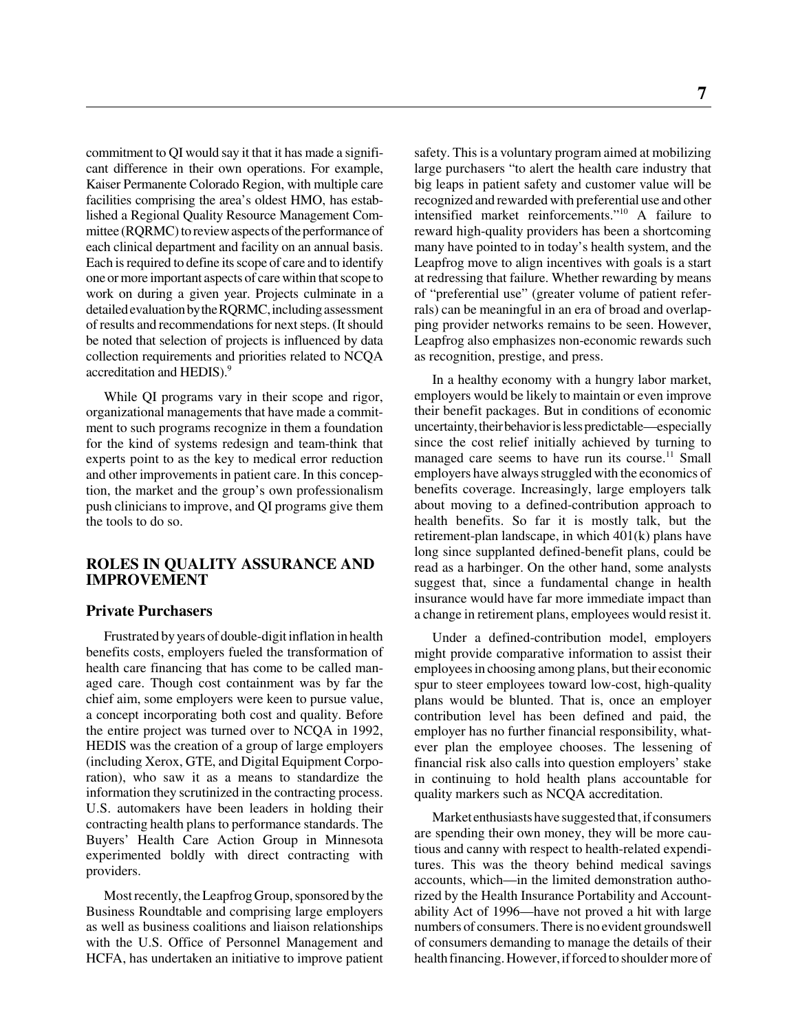commitment to QI would say it that it has made a significant difference in their own operations. For example, Kaiser Permanente Colorado Region, with multiple care facilities comprising the area's oldest HMO, has established a Regional Quality Resource Management Committee (RQRMC) to review aspects of the performance of each clinical department and facility on an annual basis. Each is required to define its scope of care and to identify one or more important aspects of care within that scope to work on during a given year. Projects culminate in a detailed evaluation by the RQRMC, including assessment of results and recommendations for next steps. (It should be noted that selection of projects is influenced by data collection requirements and priorities related to NCQA accreditation and HEDIS).[9]

While QI programs vary in their scope and rigor, organizational managements that have made a commitment to such programs recognize in them a foundation for the kind of systems redesign and team-think that experts point to as the key to medical error reduction and other improvements in patient care. In this conception, the market and the group's own professionalism push clinicians to improve, and QI programs give them the tools to do so.

## ROLES IN QUALITY ASSURANCE AND IMPROVEMENT

### Private Purchasers

Frustrated by years of double-digit inflation in health benefits costs, employers fueled the transformation of health care financing that has come to be called managed care. Though cost containment was by far the chief aim, some employers were keen to pursue value, a concept incorporating both cost and quality. Before the entire project was turned over to NCQA in 1992, HEDIS was the creation of a group of large employers (including Xerox, GTE, and Digital Equipment Corporation), who saw it as a means to standardize the information they scrutinized in the contracting process. U.S. automakers have been leaders in holding their contracting health plans to performance standards. The Buyers' Health Care Action Group in Minnesota experimented boldly with direct contracting with providers.

Most recently, the Leapfrog Group, sponsored by the Business Roundtable and comprising large employers as well as business coalitions and liaison relationships with the U.S. Office of Personnel Management and HCFA, has undertaken an initiative to improve patient safety. This is a voluntary program aimed at mobilizing large purchasers "to alert the health care industry that big leaps in patient safety and customer value will be recognized and rewarded with preferential use and other intensified market reinforcements."[10] A failure to reward high-quality providers has been a shortcoming many have pointed to in today's health system, and the Leapfrog move to align incentives with goals is a start at redressing that failure. Whether rewarding by means of "preferential use" (greater volume of patient referrals) can be meaningful in an era of broad and overlapping provider networks remains to be seen. However, Leapfrog also emphasizes non-economic rewards such as recognition, prestige, and press.

In a healthy economy with a hungry labor market, employers would be likely to maintain or even improve their benefit packages. But in conditions of economic uncertainty, their behavior is less predictable—especially since the cost relief initially achieved by turning to managed care seems to have run its course.[11] Small employers have always struggled with the economics of benefits coverage. Increasingly, large employers talk about moving to a defined-contribution approach to health benefits. So far it is mostly talk, but the retirement-plan landscape, in which 401(k) plans have long since supplanted defined-benefit plans, could be read as a harbinger. On the other hand, some analysts suggest that, since a fundamental change in health insurance would have far more immediate impact than a change in retirement plans, employees would resist it.

Under a defined-contribution model, employers might provide comparative information to assist their employees in choosing among plans, but their economic spur to steer employees toward low-cost, high-quality plans would be blunted. That is, once an employer contribution level has been defined and paid, the employer has no further financial responsibility, whatever plan the employee chooses. The lessening of financial risk also calls into question employers' stake in continuing to hold health plans accountable for quality markers such as NCQA accreditation.

Market enthusiasts have suggested that, if consumers are spending their own money, they will be more cautious and canny with respect to health-related expenditures. This was the theory behind medical savings accounts, which—in the limited demonstration authorized by the Health Insurance Portability and Accountability Act of 1996—have not proved a hit with large numbers of consumers. There is no evident groundswell of consumers demanding to manage the details of their health financing. However, if forced to shoulder more of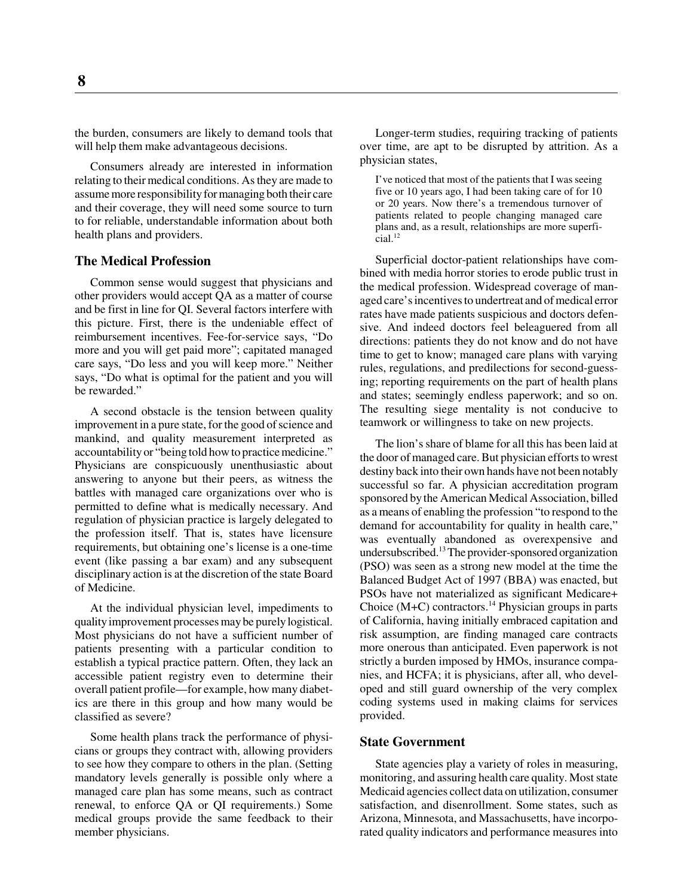the burden, consumers are likely to demand tools that will help them make advantageous decisions.

Consumers already are interested in information relating to their medical conditions. As they are made to assume more responsibility for managing both their care and their coverage, they will need some source to turn to for reliable, understandable information about both health plans and providers.

### The Medical Profession

Common sense would suggest that physicians and other providers would accept QA as a matter of course and be first in line for QI. Several factors interfere with this picture. First, there is the undeniable effect of reimbursement incentives. Fee-for-service says, "Do more and you will get paid more"; capitated managed care says, "Do less and you will keep more." Neither says, "Do what is optimal for the patient and you will be rewarded."

A second obstacle is the tension between quality improvement in a pure state, for the good of science and mankind, and quality measurement interpreted as accountability or "being told how to practice medicine." Physicians are conspicuously unenthusiastic about answering to anyone but their peers, as witness the battles with managed care organizations over who is permitted to define what is medically necessary. And regulation of physician practice is largely delegated to the profession itself. That is, states have licensure requirements, but obtaining one's license is a one-time event (like passing a bar exam) and any subsequent disciplinary action is at the discretion of the state Board of Medicine.

At the individual physician level, impediments to quality improvement processes may be purely logistical. Most physicians do not have a sufficient number of patients presenting with a particular condition to establish a typical practice pattern. Often, they lack an accessible patient registry even to determine their overall patient profile—for example, how many diabetics are there in this group and how many would be classified as severe?

Some health plans track the performance of physicians or groups they contract with, allowing providers to see how they compare to others in the plan. (Setting mandatory levels generally is possible only where a managed care plan has some means, such as contract renewal, to enforce QA or QI requirements.) Some medical groups provide the same feedback to their member physicians.

Longer-term studies, requiring tracking of patients over time, are apt to be disrupted by attrition. As a physician states,

> I've noticed that most of the patients that I was seeing five or 10 years ago, I had been taking care of for 10 or 20 years. Now there's a tremendous turnover of patients related to people changing managed care plans and, as a result, relationships are more superficial.[12]

Superficial doctor-patient relationships have combined with media horror stories to erode public trust in the medical profession. Widespread coverage of managed care's incentives to undertreat and of medical error rates have made patients suspicious and doctors defensive. And indeed doctors feel beleaguered from all directions: patients they do not know and do not have time to get to know; managed care plans with varying rules, regulations, and predilections for second-guessing; reporting requirements on the part of health plans and states; seemingly endless paperwork; and so on. The resulting siege mentality is not conducive to teamwork or willingness to take on new projects.

The lion's share of blame for all this has been laid at the door of managed care. But physician efforts to wrest destiny back into their own hands have not been notably successful so far. A physician accreditation program sponsored by the American Medical Association, billed as a means of enabling the profession "to respond to the demand for accountability for quality in health care," was eventually abandoned as overexpensive and undersubscribed.[13] The provider-sponsored organization (PSO) was seen as a strong new model at the time the Balanced Budget Act of 1997 (BBA) was enacted, but PSOs have not materialized as significant Medicare+ Choice (M+C) contractors.[14] Physician groups in parts of California, having initially embraced capitation and risk assumption, are finding managed care contracts more onerous than anticipated. Even paperwork is not strictly a burden imposed by HMOs, insurance companies, and HCFA; it is physicians, after all, who developed and still guard ownership of the very complex coding systems used in making claims for services provided.

### State Government

State agencies play a variety of roles in measuring, monitoring, and assuring health care quality. Most state Medicaid agencies collect data on utilization, consumer satisfaction, and disenrollment. Some states, such as Arizona, Minnesota, and Massachusetts, have incorporated quality indicators and performance measures into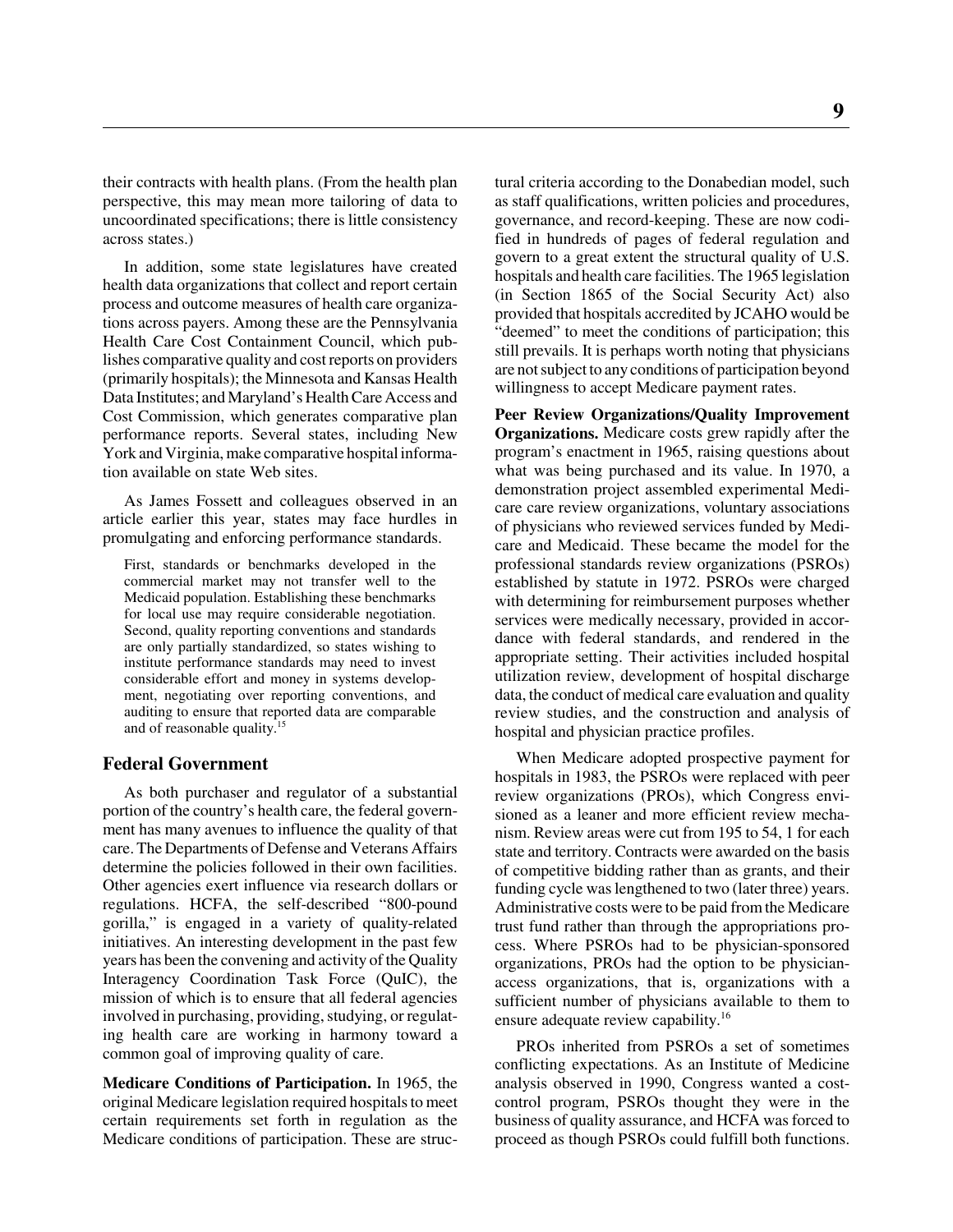their contracts with health plans. (From the health plan perspective, this may mean more tailoring of data to uncoordinated specifications; there is little consistency across states.)

In addition, some state legislatures have created health data organizations that collect and report certain process and outcome measures of health care organizations across payers. Among these are the Pennsylvania Health Care Cost Containment Council, which publishes comparative quality and cost reports on providers (primarily hospitals); the Minnesota and Kansas Health Data Institutes; and Maryland's Health Care Access and Cost Commission, which generates comparative plan performance reports. Several states, including New York and Virginia, make comparative hospital information available on state Web sites.

As James Fossett and colleagues observed in an article earlier this year, states may face hurdles in promulgating and enforcing performance standards.

> First, standards or benchmarks developed in the commercial market may not transfer well to the Medicaid population. Establishing these benchmarks for local use may require considerable negotiation. Second, quality reporting conventions and standards are only partially standardized, so states wishing to institute performance standards may need to invest considerable effort and money in systems development, negotiating over reporting conventions, and auditing to ensure that reported data are comparable and of reasonable quality.[15]

## Federal Government

As both purchaser and regulator of a substantial portion of the country's health care, the federal government has many avenues to influence the quality of that care. The Departments of Defense and Veterans Affairs determine the policies followed in their own facilities. Other agencies exert influence via research dollars or regulations. HCFA, the self-described "800-pound gorilla," is engaged in a variety of quality-related initiatives. An interesting development in the past few years has been the convening and activity of the Quality Interagency Coordination Task Force (QuIC), the mission of which is to ensure that all federal agencies involved in purchasing, providing, studying, or regulating health care are working in harmony toward a common goal of improving quality of care.

**Medicare Conditions of Participation.** In 1965, the original Medicare legislation required hospitals to meet certain requirements set forth in regulation as the Medicare conditions of participation. These are structural criteria according to the Donabedian model, such as staff qualifications, written policies and procedures, governance, and record-keeping. These are now codified in hundreds of pages of federal regulation and govern to a great extent the structural quality of U.S. hospitals and health care facilities. The 1965 legislation (in Section 1865 of the Social Security Act) also provided that hospitals accredited by JCAHO would be "deemed" to meet the conditions of participation; this still prevails. It is perhaps worth noting that physicians are not subject to any conditions of participation beyond willingness to accept Medicare payment rates.

**Peer Review Organizations/Quality Improvement Organizations.** Medicare costs grew rapidly after the program's enactment in 1965, raising questions about what was being purchased and its value. In 1970, a demonstration project assembled experimental Medicare care review organizations, voluntary associations of physicians who reviewed services funded by Medicare and Medicaid. These became the model for the professional standards review organizations (PSROs) established by statute in 1972. PSROs were charged with determining for reimbursement purposes whether services were medically necessary, provided in accordance with federal standards, and rendered in the appropriate setting. Their activities included hospital utilization review, development of hospital discharge data, the conduct of medical care evaluation and quality review studies, and the construction and analysis of hospital and physician practice profiles.

When Medicare adopted prospective payment for hospitals in 1983, the PSROs were replaced with peer review organizations (PROs), which Congress envisioned as a leaner and more efficient review mechanism. Review areas were cut from 195 to 54, 1 for each state and territory. Contracts were awarded on the basis of competitive bidding rather than as grants, and their funding cycle was lengthened to two (later three) years. Administrative costs were to be paid from the Medicare trust fund rather than through the appropriations process. Where PSROs had to be physician-sponsored organizations, PROs had the option to be physician-access organizations, that is, organizations with a sufficient number of physicians available to them to ensure adequate review capability.[16]

PROs inherited from PSROs a set of sometimes conflicting expectations. As an Institute of Medicine analysis observed in 1990, Congress wanted a cost-control program, PSROs thought they were in the business of quality assurance, and HCFA was forced to proceed as though PSROs could fulfill both functions.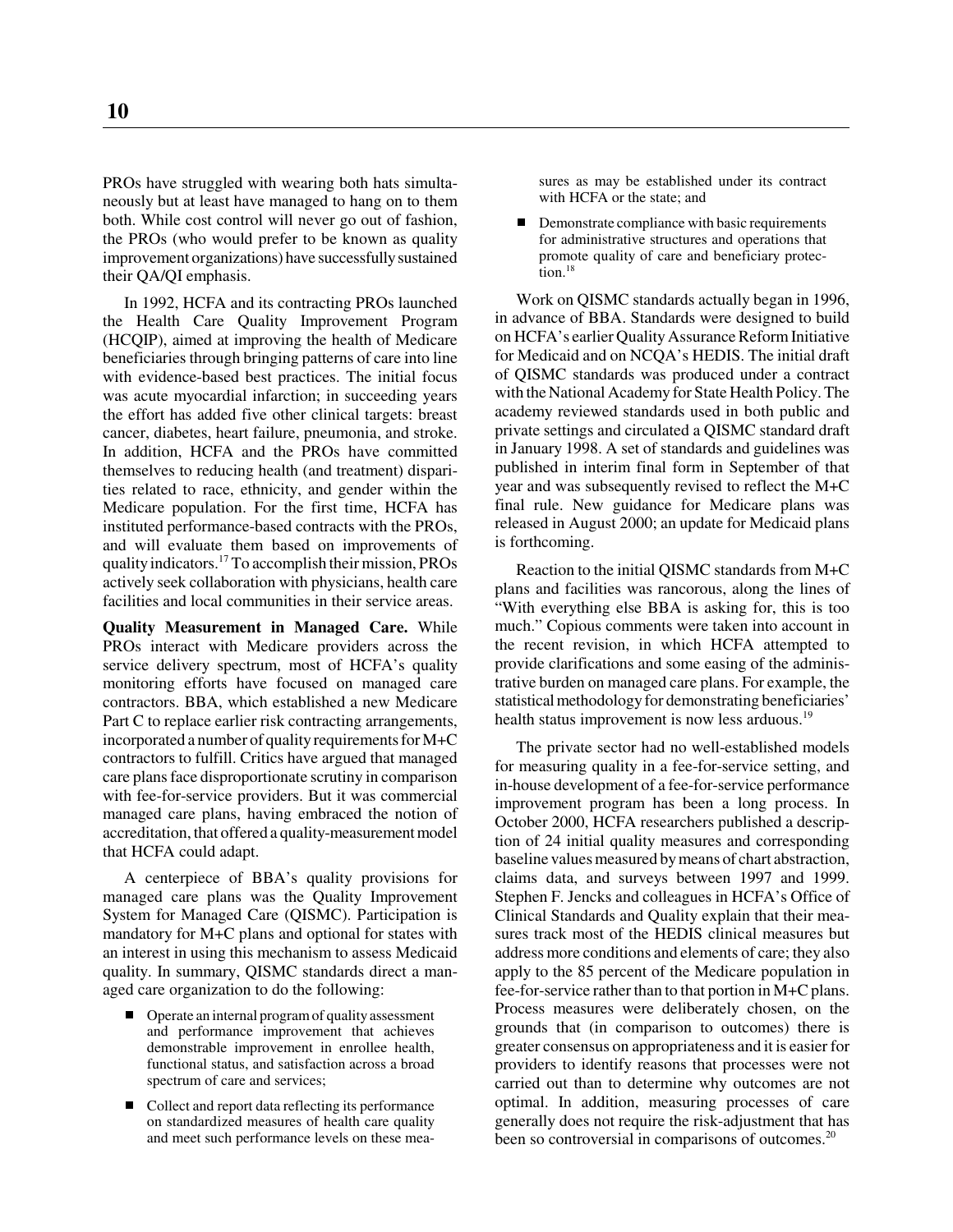PROs have struggled with wearing both hats simultaneously but at least have managed to hang on to them both. While cost control will never go out of fashion, the PROs (who would prefer to be known as quality improvement organizations) have successfully sustained their QA/QI emphasis.

In 1992, HCFA and its contracting PROs launched the Health Care Quality Improvement Program (HCQIP), aimed at improving the health of Medicare beneficiaries through bringing patterns of care into line with evidence-based best practices. The initial focus was acute myocardial infarction; in succeeding years the effort has added five other clinical targets: breast cancer, diabetes, heart failure, pneumonia, and stroke. In addition, HCFA and the PROs have committed themselves to reducing health (and treatment) disparities related to race, ethnicity, and gender within the Medicare population. For the first time, HCFA has instituted performance-based contracts with the PROs, and will evaluate them based on improvements of quality indicators.[17] To accomplish their mission, PROs actively seek collaboration with physicians, health care facilities and local communities in their service areas.

**Quality Measurement in Managed Care.** While PROs interact with Medicare providers across the service delivery spectrum, most of HCFA's quality monitoring efforts have focused on managed care contractors. BBA, which established a new Medicare Part C to replace earlier risk contracting arrangements, incorporated a number of quality requirements for M+C contractors to fulfill. Critics have argued that managed care plans face disproportionate scrutiny in comparison with fee-for-service providers. But it was commercial managed care plans, having embraced the notion of accreditation, that offered a quality-measurement model that HCFA could adapt.

A centerpiece of BBA's quality provisions for managed care plans was the Quality Improvement System for Managed Care (QISMC). Participation is mandatory for M+C plans and optional for states with an interest in using this mechanism to assess Medicaid quality. In summary, QISMC standards direct a managed care organization to do the following:

- Operate an internal program of quality assessment and performance improvement that achieves demonstrable improvement in enrollee health, functional status, and satisfaction across a broad spectrum of care and services;
- Collect and report data reflecting its performance on standardized measures of health care quality and meet such performance levels on these measures as may be established under its contract with HCFA or the state; and
- Demonstrate compliance with basic requirements for administrative structures and operations that promote quality of care and beneficiary protection.[18]

Work on QISMC standards actually began in 1996, in advance of BBA. Standards were designed to build on HCFA's earlier Quality Assurance Reform Initiative for Medicaid and on NCQA's HEDIS. The initial draft of QISMC standards was produced under a contract with the National Academy for State Health Policy. The academy reviewed standards used in both public and private settings and circulated a QISMC standard draft in January 1998. A set of standards and guidelines was published in interim final form in September of that year and was subsequently revised to reflect the M+C final rule. New guidance for Medicare plans was released in August 2000; an update for Medicaid plans is forthcoming.

Reaction to the initial QISMC standards from M+C plans and facilities was rancorous, along the lines of "With everything else BBA is asking for, this is too much." Copious comments were taken into account in the recent revision, in which HCFA attempted to provide clarifications and some easing of the administrative burden on managed care plans. For example, the statistical methodology for demonstrating beneficiaries' health status improvement is now less arduous.[19]

The private sector had no well-established models for measuring quality in a fee-for-service setting, and in-house development of a fee-for-service performance improvement program has been a long process. In October 2000, HCFA researchers published a description of 24 initial quality measures and corresponding baseline values measured by means of chart abstraction, claims data, and surveys between 1997 and 1999. Stephen F. Jencks and colleagues in HCFA's Office of Clinical Standards and Quality explain that their measures track most of the HEDIS clinical measures but address more conditions and elements of care; they also apply to the 85 percent of the Medicare population in fee-for-service rather than to that portion in M+C plans. Process measures were deliberately chosen, on the grounds that (in comparison to outcomes) there is greater consensus on appropriateness and it is easier for providers to identify reasons that processes were not carried out than to determine why outcomes are not optimal. In addition, measuring processes of care generally does not require the risk-adjustment that has been so controversial in comparisons of outcomes.[20]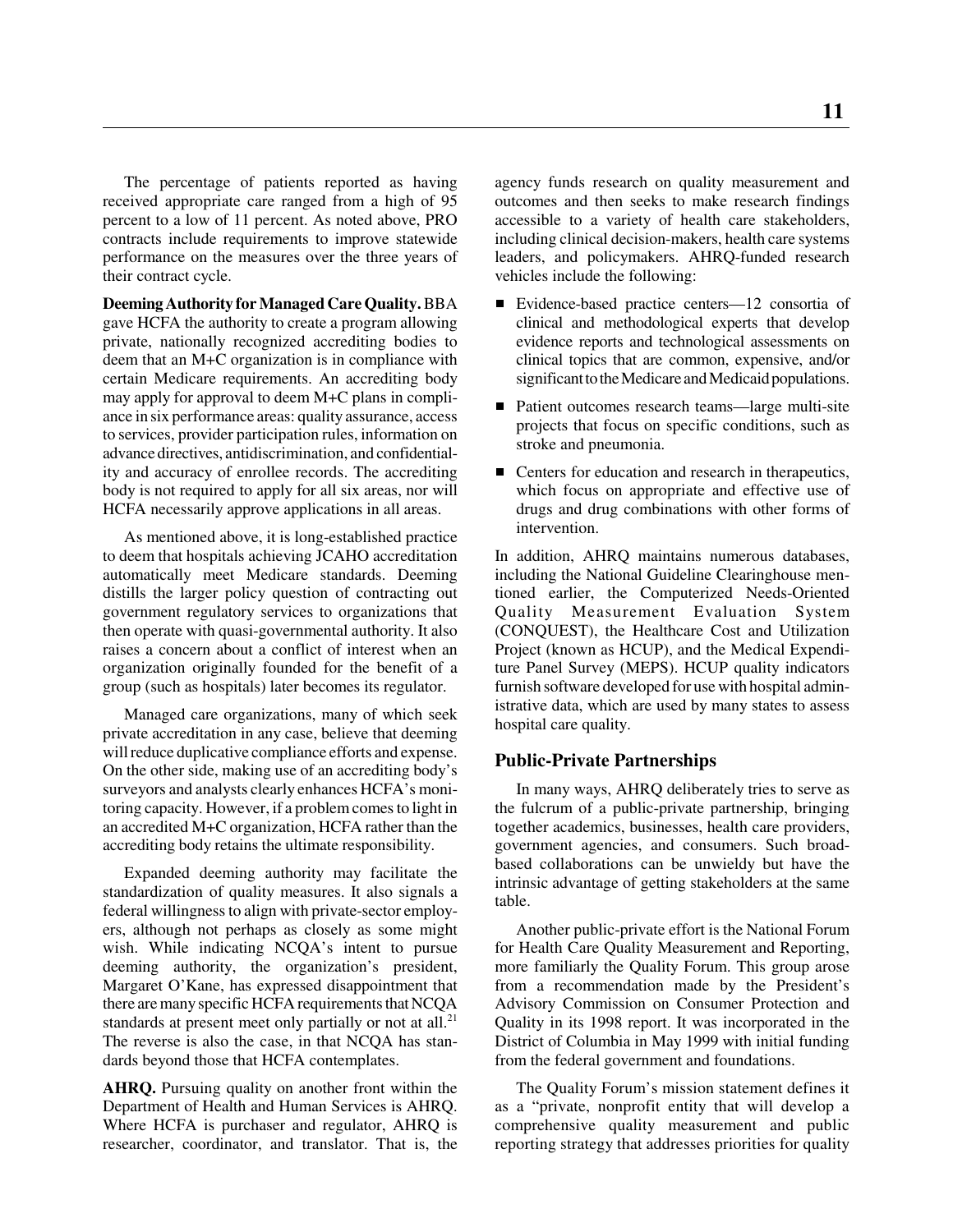The percentage of patients reported as having received appropriate care ranged from a high of 95 percent to a low of 11 percent. As noted above, PRO contracts include requirements to improve statewide performance on the measures over the three years of their contract cycle.

**Deeming Authority for Managed Care Quality.** BBA gave HCFA the authority to create a program allowing private, nationally recognized accrediting bodies to deem that an M+C organization is in compliance with certain Medicare requirements. An accrediting body may apply for approval to deem M+C plans in compliance in six performance areas: quality assurance, access to services, provider participation rules, information on advance directives, antidiscrimination, and confidentiality and accuracy of enrollee records. The accrediting body is not required to apply for all six areas, nor will HCFA necessarily approve applications in all areas.

As mentioned above, it is long-established practice to deem that hospitals achieving JCAHO accreditation automatically meet Medicare standards. Deeming distills the larger policy question of contracting out government regulatory services to organizations that then operate with quasi-governmental authority. It also raises a concern about a conflict of interest when an organization originally founded for the benefit of a group (such as hospitals) later becomes its regulator.

Managed care organizations, many of which seek private accreditation in any case, believe that deeming will reduce duplicative compliance efforts and expense. On the other side, making use of an accrediting body's surveyors and analysts clearly enhances HCFA's monitoring capacity. However, if a problem comes to light in an accredited M+C organization, HCFA rather than the accrediting body retains the ultimate responsibility.

Expanded deeming authority may facilitate the standardization of quality measures. It also signals a federal willingness to align with private-sector employers, although not perhaps as closely as some might wish. While indicating NCQA's intent to pursue deeming authority, the organization's president, Margaret O'Kane, has expressed disappointment that there are many specific HCFA requirements that NCQA standards at present meet only partially or not at all.[21] The reverse is also the case, in that NCQA has standards beyond those that HCFA contemplates.

**AHRQ.** Pursuing quality on another front within the Department of Health and Human Services is AHRQ. Where HCFA is purchaser and regulator, AHRQ is researcher, coordinator, and translator. That is, the agency funds research on quality measurement and outcomes and then seeks to make research findings accessible to a variety of health care stakeholders, including clinical decision-makers, health care systems leaders, and policymakers. AHRQ-funded research vehicles include the following:

- Evidence-based practice centers—12 consortia of clinical and methodological experts that develop evidence reports and technological assessments on clinical topics that are common, expensive, and/or significant to the Medicare and Medicaid populations.
- Patient outcomes research teams—large multi-site projects that focus on specific conditions, such as stroke and pneumonia.
- Centers for education and research in therapeutics, which focus on appropriate and effective use of drugs and drug combinations with other forms of intervention.

In addition, AHRQ maintains numerous databases, including the National Guideline Clearinghouse mentioned earlier, the Computerized Needs-Oriented Quality Measurement Evaluation System (CONQUEST), the Healthcare Cost and Utilization Project (known as HCUP), and the Medical Expenditure Panel Survey (MEPS). HCUP quality indicators furnish software developed for use with hospital administrative data, which are used by many states to assess hospital care quality.

## Public-Private Partnerships

In many ways, AHRQ deliberately tries to serve as the fulcrum of a public-private partnership, bringing together academics, businesses, health care providers, government agencies, and consumers. Such broad-based collaborations can be unwieldy but have the intrinsic advantage of getting stakeholders at the same table.

Another public-private effort is the National Forum for Health Care Quality Measurement and Reporting, more familiarly the Quality Forum. This group arose from a recommendation made by the President's Advisory Commission on Consumer Protection and Quality in its 1998 report. It was incorporated in the District of Columbia in May 1999 with initial funding from the federal government and foundations.

The Quality Forum's mission statement defines it as a "private, nonprofit entity that will develop a comprehensive quality measurement and public reporting strategy that addresses priorities for quality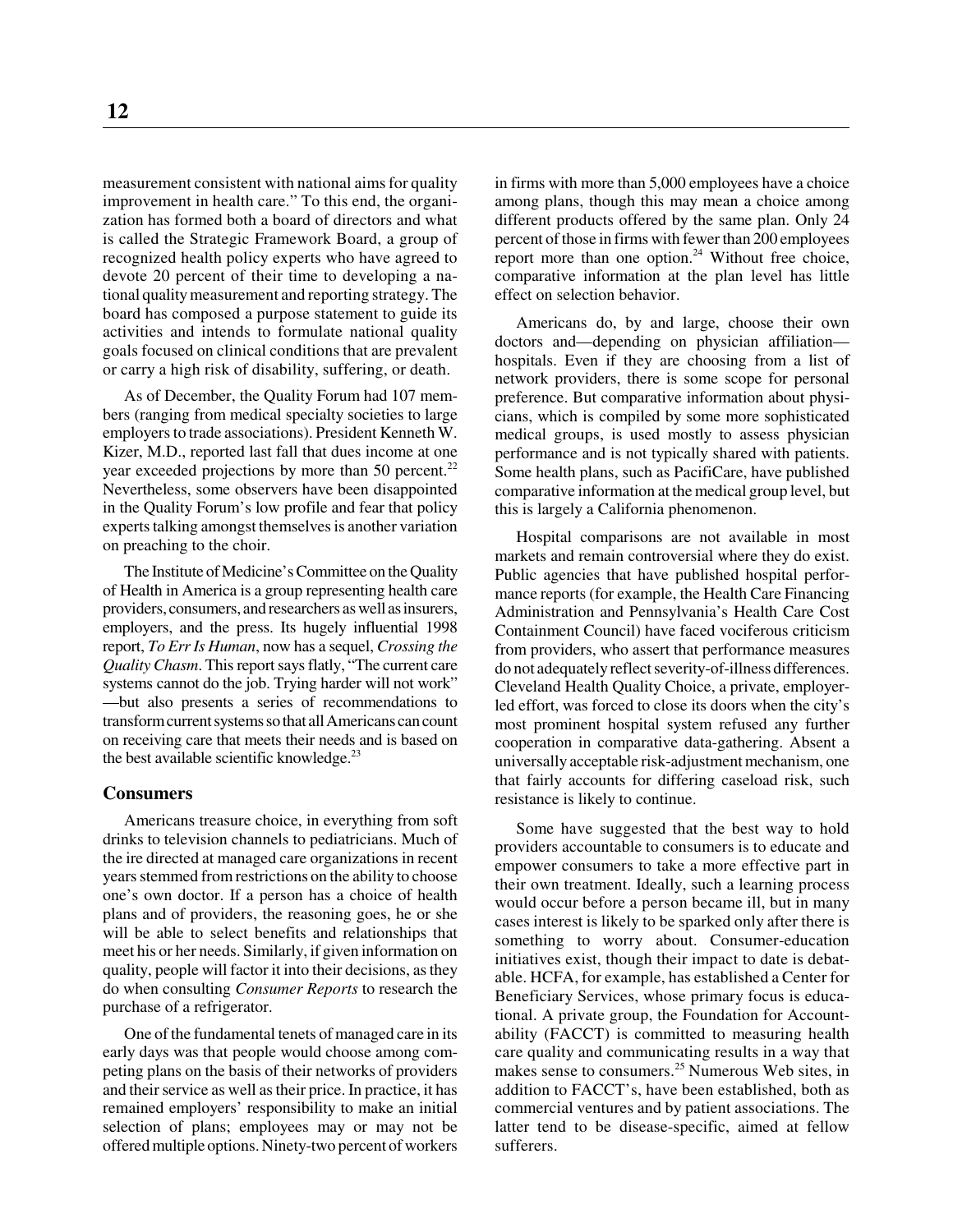measurement consistent with national aims for quality improvement in health care." To this end, the organization has formed both a board of directors and what is called the Strategic Framework Board, a group of recognized health policy experts who have agreed to devote 20 percent of their time to developing a national quality measurement and reporting strategy. The board has composed a purpose statement to guide its activities and intends to formulate national quality goals focused on clinical conditions that are prevalent or carry a high risk of disability, suffering, or death.

As of December, the Quality Forum had 107 members (ranging from medical specialty societies to large employers to trade associations). President Kenneth W. Kizer, M.D., reported last fall that dues income at one year exceeded projections by more than 50 percent.[22] Nevertheless, some observers have been disappointed in the Quality Forum's low profile and fear that policy experts talking amongst themselves is another variation on preaching to the choir.

The Institute of Medicine's Committee on the Quality of Health in America is a group representing health care providers, consumers, and researchers as well as insurers, employers, and the press. Its hugely influential 1998 report, *To Err Is Human*, now has a sequel, *Crossing the Quality Chasm*. This report says flatly, "The current care systems cannot do the job. Trying harder will not work" —but also presents a series of recommendations to transform current systems so that all Americans can count on receiving care that meets their needs and is based on the best available scientific knowledge.[23]

## Consumers

Americans treasure choice, in everything from soft drinks to television channels to pediatricians. Much of the ire directed at managed care organizations in recent years stemmed from restrictions on the ability to choose one's own doctor. If a person has a choice of health plans and of providers, the reasoning goes, he or she will be able to select benefits and relationships that meet his or her needs. Similarly, if given information on quality, people will factor it into their decisions, as they do when consulting *Consumer Reports* to research the purchase of a refrigerator.

One of the fundamental tenets of managed care in its early days was that people would choose among competing plans on the basis of their networks of providers and their service as well as their price. In practice, it has remained employers' responsibility to make an initial selection of plans; employees may or may not be offered multiple options. Ninety-two percent of workers in firms with more than 5,000 employees have a choice among plans, though this may mean a choice among different products offered by the same plan. Only 24 percent of those in firms with fewer than 200 employees report more than one option.[24] Without free choice, comparative information at the plan level has little effect on selection behavior.

Americans do, by and large, choose their own doctors and—depending on physician affiliation—hospitals. Even if they are choosing from a list of network providers, there is some scope for personal preference. But comparative information about physicians, which is compiled by some more sophisticated medical groups, is used mostly to assess physician performance and is not typically shared with patients. Some health plans, such as PacifiCare, have published comparative information at the medical group level, but this is largely a California phenomenon.

Hospital comparisons are not available in most markets and remain controversial where they do exist. Public agencies that have published hospital performance reports (for example, the Health Care Financing Administration and Pennsylvania's Health Care Cost Containment Council) have faced vociferous criticism from providers, who assert that performance measures do not adequately reflect severity-of-illness differences. Cleveland Health Quality Choice, a private, employer-led effort, was forced to close its doors when the city's most prominent hospital system refused any further cooperation in comparative data-gathering. Absent a universally acceptable risk-adjustment mechanism, one that fairly accounts for differing caseload risk, such resistance is likely to continue.

Some have suggested that the best way to hold providers accountable to consumers is to educate and empower consumers to take a more effective part in their own treatment. Ideally, such a learning process would occur before a person became ill, but in many cases interest is likely to be sparked only after there is something to worry about. Consumer-education initiatives exist, though their impact to date is debatable. HCFA, for example, has established a Center for Beneficiary Services, whose primary focus is educational. A private group, the Foundation for Accountability (FACCT) is committed to measuring health care quality and communicating results in a way that makes sense to consumers.[25] Numerous Web sites, in addition to FACCT's, have been established, both as commercial ventures and by patient associations. The latter tend to be disease-specific, aimed at fellow sufferers.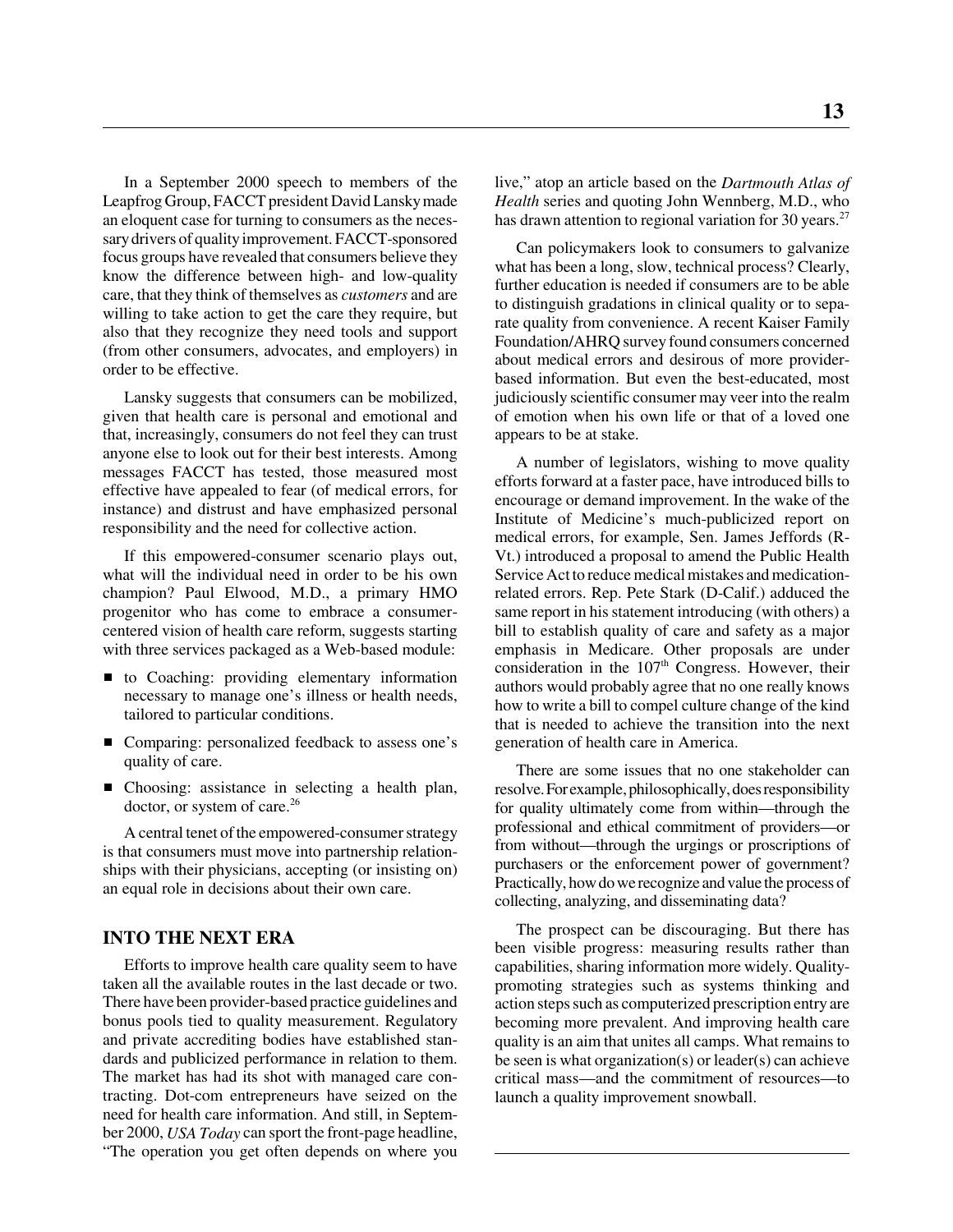In a September 2000 speech to members of the Leapfrog Group, FACCT president David Lansky made an eloquent case for turning to consumers as the necessary drivers of quality improvement. FACCT-sponsored focus groups have revealed that consumers believe they know the difference between high- and low-quality care, that they think of themselves as *customers* and are willing to take action to get the care they require, but also that they recognize they need tools and support (from other consumers, advocates, and employers) in order to be effective.

Lansky suggests that consumers can be mobilized, given that health care is personal and emotional and that, increasingly, consumers do not feel they can trust anyone else to look out for their best interests. Among messages FACCT has tested, those measured most effective have appealed to fear (of medical errors, for instance) and distrust and have emphasized personal responsibility and the need for collective action.

If this empowered-consumer scenario plays out, what will the individual need in order to be his own champion? Paul Elwood, M.D., a primary HMO progenitor who has come to embrace a consumer-centered vision of health care reform, suggests starting with three services packaged as a Web-based module:

- to Coaching: providing elementary information necessary to manage one's illness or health needs, tailored to particular conditions.
- Comparing: personalized feedback to assess one's quality of care.
- Choosing: assistance in selecting a health plan, doctor, or system of care.[26]

A central tenet of the empowered-consumer strategy is that consumers must move into partnership relationships with their physicians, accepting (or insisting on) an equal role in decisions about their own care.

## INTO THE NEXT ERA

Efforts to improve health care quality seem to have taken all the available routes in the last decade or two. There have been provider-based practice guidelines and bonus pools tied to quality measurement. Regulatory and private accrediting bodies have established standards and publicized performance in relation to them. The market has had its shot with managed care contracting. Dot-com entrepreneurs have seized on the need for health care information. And still, in September 2000, *USA Today* can sport the front-page headline, "The operation you get often depends on where you live," atop an article based on the *Dartmouth Atlas of Health* series and quoting John Wennberg, M.D., who has drawn attention to regional variation for 30 years.[27]

Can policymakers look to consumers to galvanize what has been a long, slow, technical process? Clearly, further education is needed if consumers are to be able to distinguish gradations in clinical quality or to separate quality from convenience. A recent Kaiser Family Foundation/AHRQ survey found consumers concerned about medical errors and desirous of more provider-based information. But even the best-educated, most judiciously scientific consumer may veer into the realm of emotion when his own life or that of a loved one appears to be at stake.

A number of legislators, wishing to move quality efforts forward at a faster pace, have introduced bills to encourage or demand improvement. In the wake of the Institute of Medicine's much-publicized report on medical errors, for example, Sen. James Jeffords (R-Vt.) introduced a proposal to amend the Public Health Service Act to reduce medical mistakes and medication-related errors. Rep. Pete Stark (D-Calif.) adduced the same report in his statement introducing (with others) a bill to establish quality of care and safety as a major emphasis in Medicare. Other proposals are under consideration in the 107th Congress. However, their authors would probably agree that no one really knows how to write a bill to compel culture change of the kind that is needed to achieve the transition into the next generation of health care in America.

There are some issues that no one stakeholder can resolve. For example, philosophically, does responsibility for quality ultimately come from within—through the professional and ethical commitment of providers—or from without—through the urgings or proscriptions of purchasers or the enforcement power of government? Practically, how do we recognize and value the process of collecting, analyzing, and disseminating data?

The prospect can be discouraging. But there has been visible progress: measuring results rather than capabilities, sharing information more widely. Quality-promoting strategies such as systems thinking and action steps such as computerized prescription entry are becoming more prevalent. And improving health care quality is an aim that unites all camps. What remains to be seen is what organization(s) or leader(s) can achieve critical mass—and the commitment of resources—to launch a quality improvement snowball.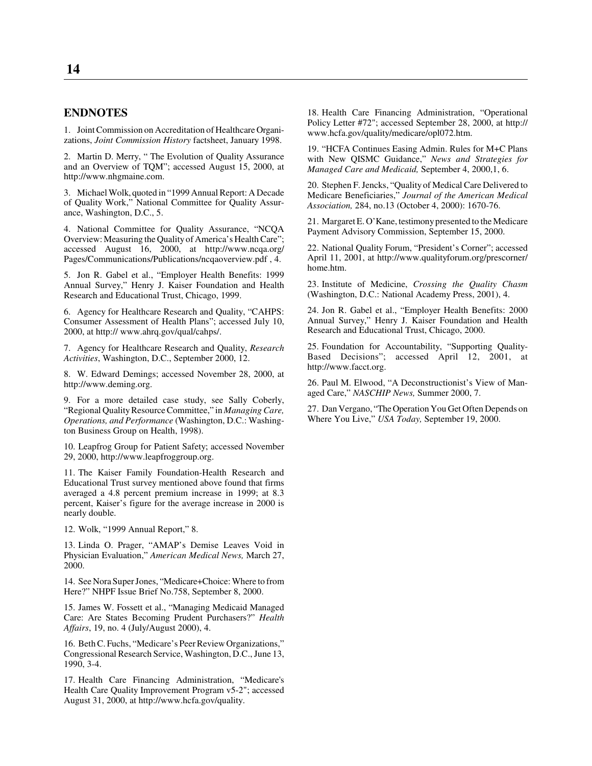## ENDNOTES

1. Joint Commission on Accreditation of Healthcare Organizations, *Joint Commission History* factsheet, January 1998.

2. Martin D. Merry, " The Evolution of Quality Assurance and an Overview of TQM"; accessed August 15, 2000, at http://www.nhgmaine.com.

3. Michael Wolk, quoted in "1999 Annual Report: A Decade of Quality Work," National Committee for Quality Assurance, Washington, D.C., 5.

4. National Committee for Quality Assurance, "NCQA Overview: Measuring the Quality of America's Health Care"; accessed August 16, 2000, at http://www.ncqa.org/Pages/Communications/Publications/ncqaoverview.pdf , 4.

5. Jon R. Gabel et al., "Employer Health Benefits: 1999 Annual Survey," Henry J. Kaiser Foundation and Health Research and Educational Trust, Chicago, 1999.

6. Agency for Healthcare Research and Quality, "CAHPS: Consumer Assessment of Health Plans"; accessed July 10, 2000, at http:// www.ahrq.gov/qual/cahps/.

7. Agency for Healthcare Research and Quality, *Research Activities*, Washington, D.C., September 2000, 12.

8. W. Edward Demings; accessed November 28, 2000, at http://www.deming.org.

9. For a more detailed case study, see Sally Coberly, "Regional Quality Resource Committee," in *Managing Care, Operations, and Performance* (Washington, D.C.: Washington Business Group on Health, 1998).

10. Leapfrog Group for Patient Safety; accessed November 29, 2000, http://www.leapfroggroup.org.

11. The Kaiser Family Foundation-Health Research and Educational Trust survey mentioned above found that firms averaged a 4.8 percent premium increase in 1999; at 8.3 percent, Kaiser's figure for the average increase in 2000 is nearly double.

12. Wolk, "1999 Annual Report," 8.

13. Linda O. Prager, "AMAP's Demise Leaves Void in Physician Evaluation," *American Medical News,* March 27, 2000.

14. See Nora Super Jones, "Medicare+Choice: Where to from Here?" NHPF Issue Brief No.758, September 8, 2000.

15. James W. Fossett et al., "Managing Medicaid Managed Care: Are States Becoming Prudent Purchasers?" *Health Affairs*, 19, no. 4 (July/August 2000), 4.

16. Beth C. Fuchs, "Medicare's Peer Review Organizations," Congressional Research Service, Washington, D.C., June 13, 1990, 3-4.

17. Health Care Financing Administration, "Medicare's Health Care Quality Improvement Program v5-2"; accessed August 31, 2000, at http://www.hcfa.gov/quality.

18. Health Care Financing Administration, "Operational Policy Letter #72"; accessed September 28, 2000, at http://www.hcfa.gov/quality/medicare/opl072.htm.

19. "HCFA Continues Easing Admin. Rules for M+C Plans with New QISMC Guidance," *News and Strategies for Managed Care and Medicaid,* September 4, 2000,1, 6.

20. Stephen F. Jencks, "Quality of Medical Care Delivered to Medicare Beneficiaries," *Journal of the American Medical Association,* 284, no.13 (October 4, 2000): 1670-76.

21. Margaret E. O'Kane, testimony presented to the Medicare Payment Advisory Commission, September 15, 2000.

22. National Quality Forum, "President's Corner"; accessed April 11, 2001, at http://www.qualityforum.org/prescorner/home.htm.

23. Institute of Medicine, *Crossing the Quality Chasm* (Washington, D.C.: National Academy Press, 2001), 4.

24. Jon R. Gabel et al., "Employer Health Benefits: 2000 Annual Survey," Henry J. Kaiser Foundation and Health Research and Educational Trust, Chicago, 2000.

25. Foundation for Accountability, "Supporting Quality-Based Decisions"; accessed April 12, 2001, at http://www.facct.org.

26. Paul M. Elwood, "A Deconstructionist's View of Managed Care," *NASCHIP News,* Summer 2000, 7.

27. Dan Vergano, "The Operation You Get Often Depends on Where You Live," *USA Today,* September 19, 2000.